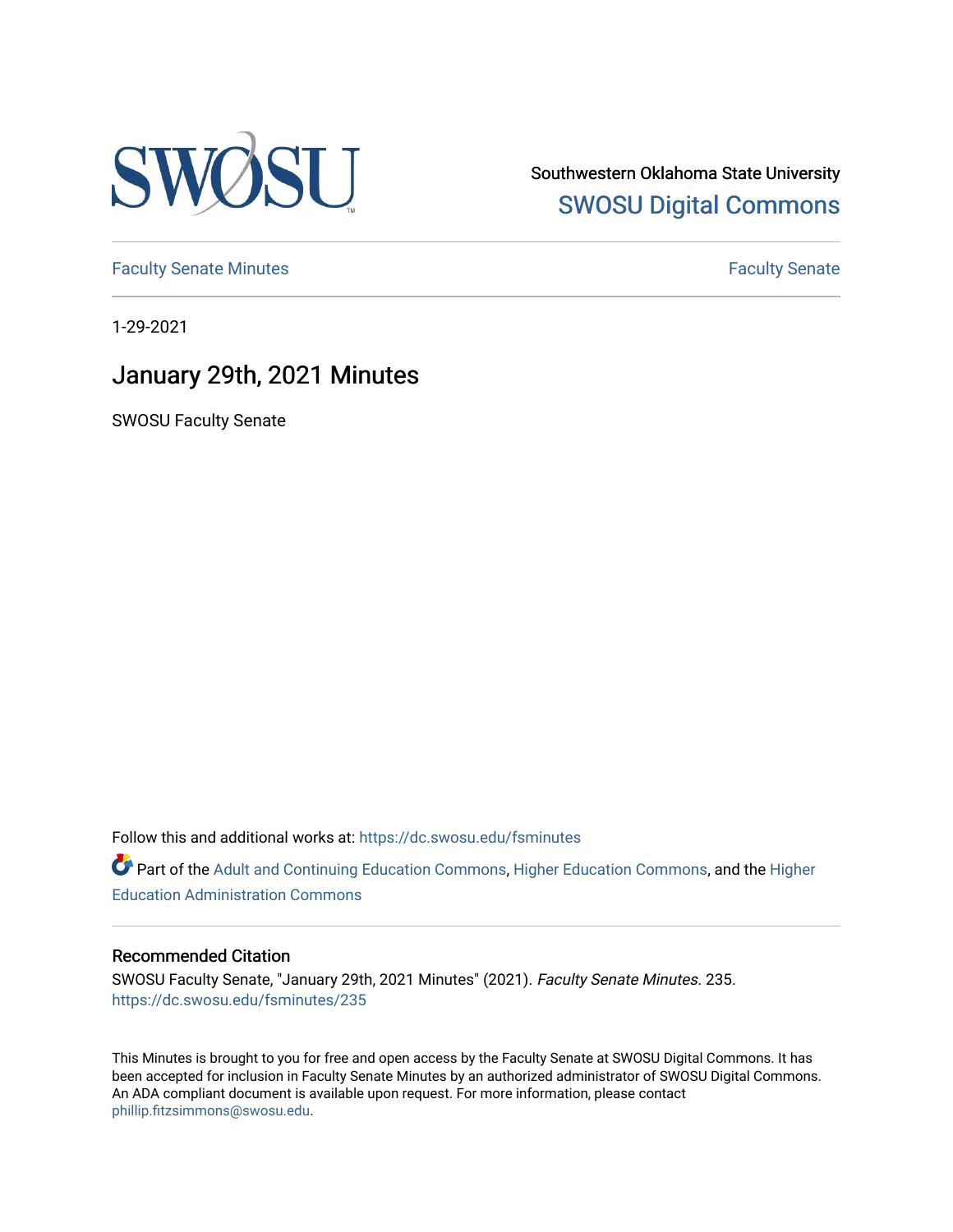Southwestern Oklahoma State University
SWOSU Digital Commons

Faculty Senate Minutes | Faculty Senate

1-29-2021

# January 29th, 2021 Minutes

SWOSU Faculty Senate

Follow this and additional works at: https://dc.swosu.edu/fsminutes

Part of the Adult and Continuing Education Commons, Higher Education Commons, and the Higher Education Administration Commons

## Recommended Citation

SWOSU Faculty Senate, "January 29th, 2021 Minutes" (2021). *Faculty Senate Minutes*. 235.
https://dc.swosu.edu/fsminutes/235

This Minutes is brought to you for free and open access by the Faculty Senate at SWOSU Digital Commons. It has been accepted for inclusion in Faculty Senate Minutes by an authorized administrator of SWOSU Digital Commons. An ADA compliant document is available upon request. For more information, please contact phillip.fitzsimmons@swosu.edu.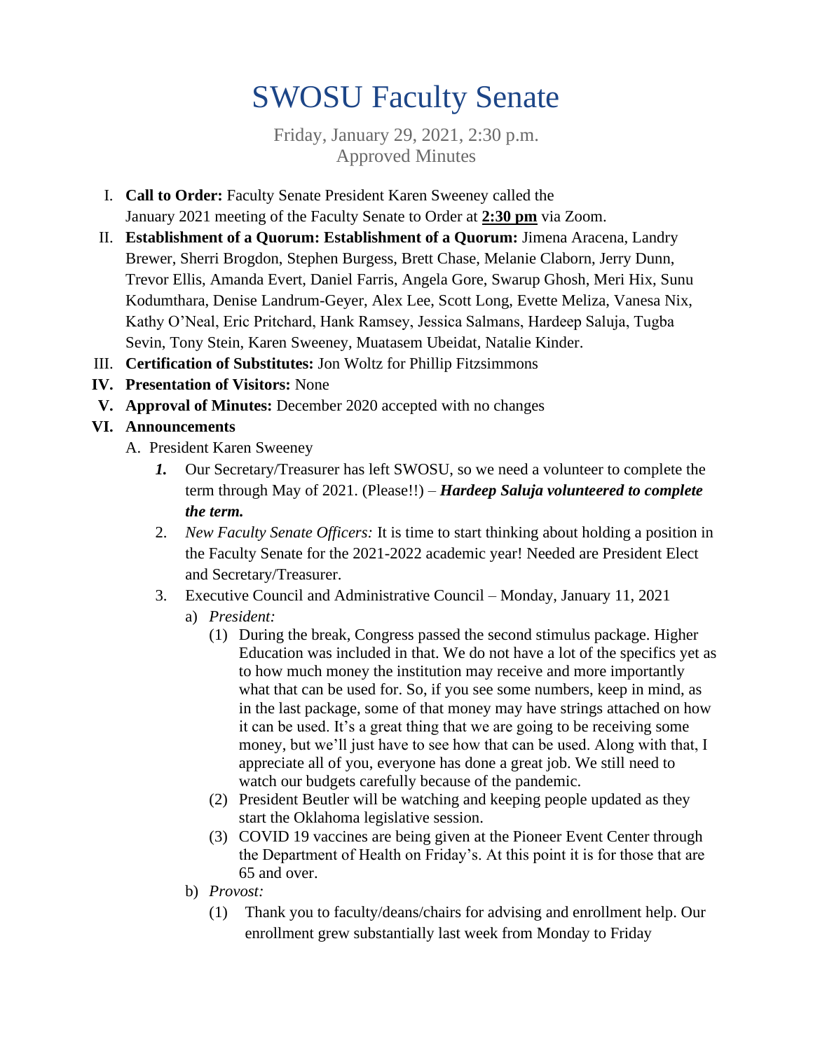# SWOSU Faculty Senate

Friday, January 29, 2021, 2:30 p.m.
Approved Minutes

I. **Call to Order:** Faculty Senate President Karen Sweeney called the January 2021 meeting of the Faculty Senate to Order at **<u>2:30 pm</u>** via Zoom.

II. **Establishment of a Quorum: Establishment of a Quorum:** Jimena Aracena, Landry Brewer, Sherri Brogdon, Stephen Burgess, Brett Chase, Melanie Claborn, Jerry Dunn, Trevor Ellis, Amanda Evert, Daniel Farris, Angela Gore, Swarup Ghosh, Meri Hix, Sunu Kodumthara, Denise Landrum-Geyer, Alex Lee, Scott Long, Evette Meliza, Vanesa Nix, Kathy O'Neal, Eric Pritchard, Hank Ramsey, Jessica Salmans, Hardeep Saluja, Tugba Sevin, Tony Stein, Karen Sweeney, Muatasem Ubeidat, Natalie Kinder.

III. **Certification of Substitutes:** Jon Woltz for Phillip Fitzsimmons

IV. **Presentation of Visitors:** None

V. **Approval of Minutes:** December 2020 accepted with no changes

VI. **Announcements**

A. President Karen Sweeney

*1.* Our Secretary/Treasurer has left SWOSU, so we need a volunteer to complete the term through May of 2021. (Please!!) – ***Hardeep Saluja volunteered to complete the term.***

2. *New Faculty Senate Officers:* It is time to start thinking about holding a position in the Faculty Senate for the 2021-2022 academic year! Needed are President Elect and Secretary/Treasurer.

3. Executive Council and Administrative Council – Monday, January 11, 2021

a) *President:*

(1) During the break, Congress passed the second stimulus package. Higher Education was included in that. We do not have a lot of the specifics yet as to how much money the institution may receive and more importantly what that can be used for. So, if you see some numbers, keep in mind, as in the last package, some of that money may have strings attached on how it can be used. It's a great thing that we are going to be receiving some money, but we'll just have to see how that can be used. Along with that, I appreciate all of you, everyone has done a great job. We still need to watch our budgets carefully because of the pandemic.

(2) President Beutler will be watching and keeping people updated as they start the Oklahoma legislative session.

(3) COVID 19 vaccines are being given at the Pioneer Event Center through the Department of Health on Friday's. At this point it is for those that are 65 and over.

b) *Provost:*

(1) Thank you to faculty/deans/chairs for advising and enrollment help. Our enrollment grew substantially last week from Monday to Friday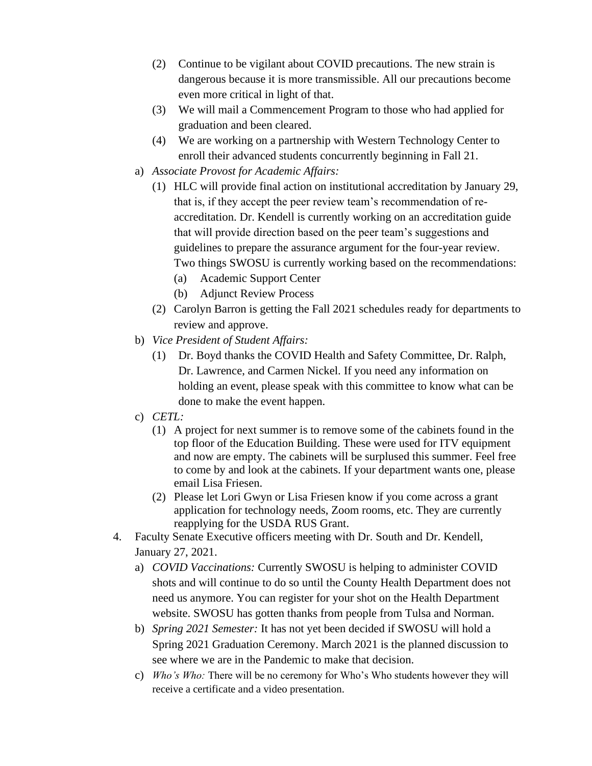(2) Continue to be vigilant about COVID precautions. The new strain is dangerous because it is more transmissible. All our precautions become even more critical in light of that.

(3) We will mail a Commencement Program to those who had applied for graduation and been cleared.

(4) We are working on a partnership with Western Technology Center to enroll their advanced students concurrently beginning in Fall 21.

a) *Associate Provost for Academic Affairs:*

   (1) HLC will provide final action on institutional accreditation by January 29, that is, if they accept the peer review team's recommendation of re-accreditation. Dr. Kendell is currently working on an accreditation guide that will provide direction based on the peer team's suggestions and guidelines to prepare the assurance argument for the four-year review. Two things SWOSU is currently working based on the recommendations:

      (a) Academic Support Center

      (b) Adjunct Review Process

   (2) Carolyn Barron is getting the Fall 2021 schedules ready for departments to review and approve.

b) *Vice President of Student Affairs:*

   (1) Dr. Boyd thanks the COVID Health and Safety Committee, Dr. Ralph, Dr. Lawrence, and Carmen Nickel. If you need any information on holding an event, please speak with this committee to know what can be done to make the event happen.

c) *CETL:*

   (1) A project for next summer is to remove some of the cabinets found in the top floor of the Education Building. These were used for ITV equipment and now are empty. The cabinets will be surplused this summer. Feel free to come by and look at the cabinets. If your department wants one, please email Lisa Friesen.

   (2) Please let Lori Gwyn or Lisa Friesen know if you come across a grant application for technology needs, Zoom rooms, etc. They are currently reapplying for the USDA RUS Grant.

4. Faculty Senate Executive officers meeting with Dr. South and Dr. Kendell, January 27, 2021.

   a) *COVID Vaccinations:* Currently SWOSU is helping to administer COVID shots and will continue to do so until the County Health Department does not need us anymore. You can register for your shot on the Health Department website. SWOSU has gotten thanks from people from Tulsa and Norman.

   b) *Spring 2021 Semester:* It has not yet been decided if SWOSU will hold a Spring 2021 Graduation Ceremony. March 2021 is the planned discussion to see where we are in the Pandemic to make that decision.

   c) *Who's Who:* There will be no ceremony for Who's Who students however they will receive a certificate and a video presentation.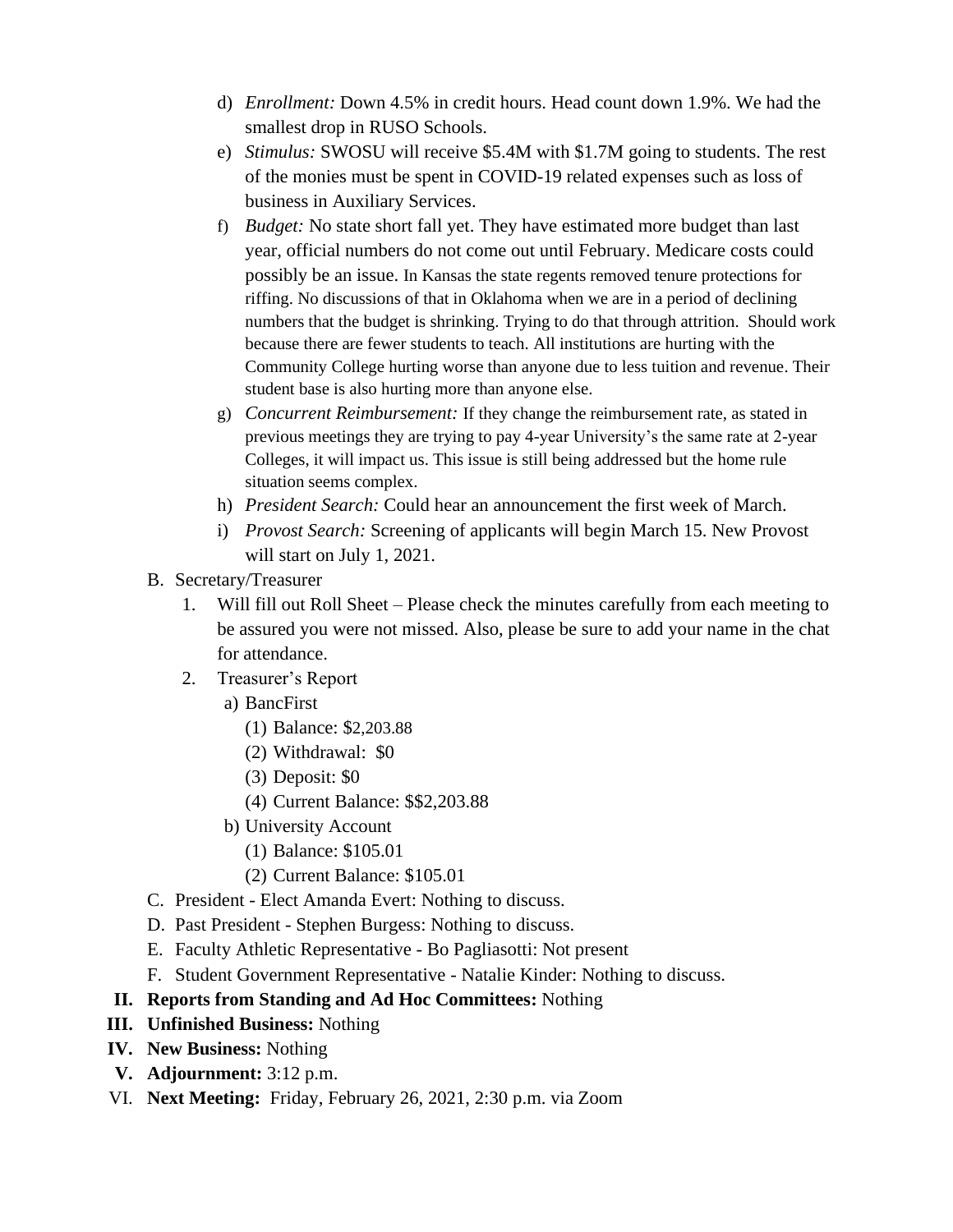d) *Enrollment:* Down 4.5% in credit hours. Head count down 1.9%. We had the smallest drop in RUSO Schools.

e) *Stimulus:* SWOSU will receive $5.4M with $1.7M going to students. The rest of the monies must be spent in COVID-19 related expenses such as loss of business in Auxiliary Services.

f) *Budget:* No state short fall yet. They have estimated more budget than last year, official numbers do not come out until February. Medicare costs could possibly be an issue. In Kansas the state regents removed tenure protections for riffing. No discussions of that in Oklahoma when we are in a period of declining numbers that the budget is shrinking. Trying to do that through attrition. Should work because there are fewer students to teach. All institutions are hurting with the Community College hurting worse than anyone due to less tuition and revenue. Their student base is also hurting more than anyone else.

g) *Concurrent Reimbursement:* If they change the reimbursement rate, as stated in previous meetings they are trying to pay 4-year University's the same rate at 2-year Colleges, it will impact us. This issue is still being addressed but the home rule situation seems complex.

h) *President Search:* Could hear an announcement the first week of March.

i) *Provost Search:* Screening of applicants will begin March 15. New Provost will start on July 1, 2021.

B. Secretary/Treasurer

1. Will fill out Roll Sheet – Please check the minutes carefully from each meeting to be assured you were not missed. Also, please be sure to add your name in the chat for attendance.
2. Treasurer's Report
   a) BancFirst
      (1) Balance: $2,203.88
      (2) Withdrawal: $0
      (3) Deposit: $0
      (4) Current Balance: $$2,203.88
   b) University Account
      (1) Balance: $105.01
      (2) Current Balance: $105.01

C. President - Elect Amanda Evert: Nothing to discuss.

D. Past President - Stephen Burgess: Nothing to discuss.

E. Faculty Athletic Representative - Bo Pagliasotti: Not present

F. Student Government Representative - Natalie Kinder: Nothing to discuss.

II. **Reports from Standing and Ad Hoc Committees:** Nothing

III. **Unfinished Business:** Nothing

IV. **New Business:** Nothing

V. **Adjournment:** 3:12 p.m.

VI. **Next Meeting:** Friday, February 26, 2021, 2:30 p.m. via Zoom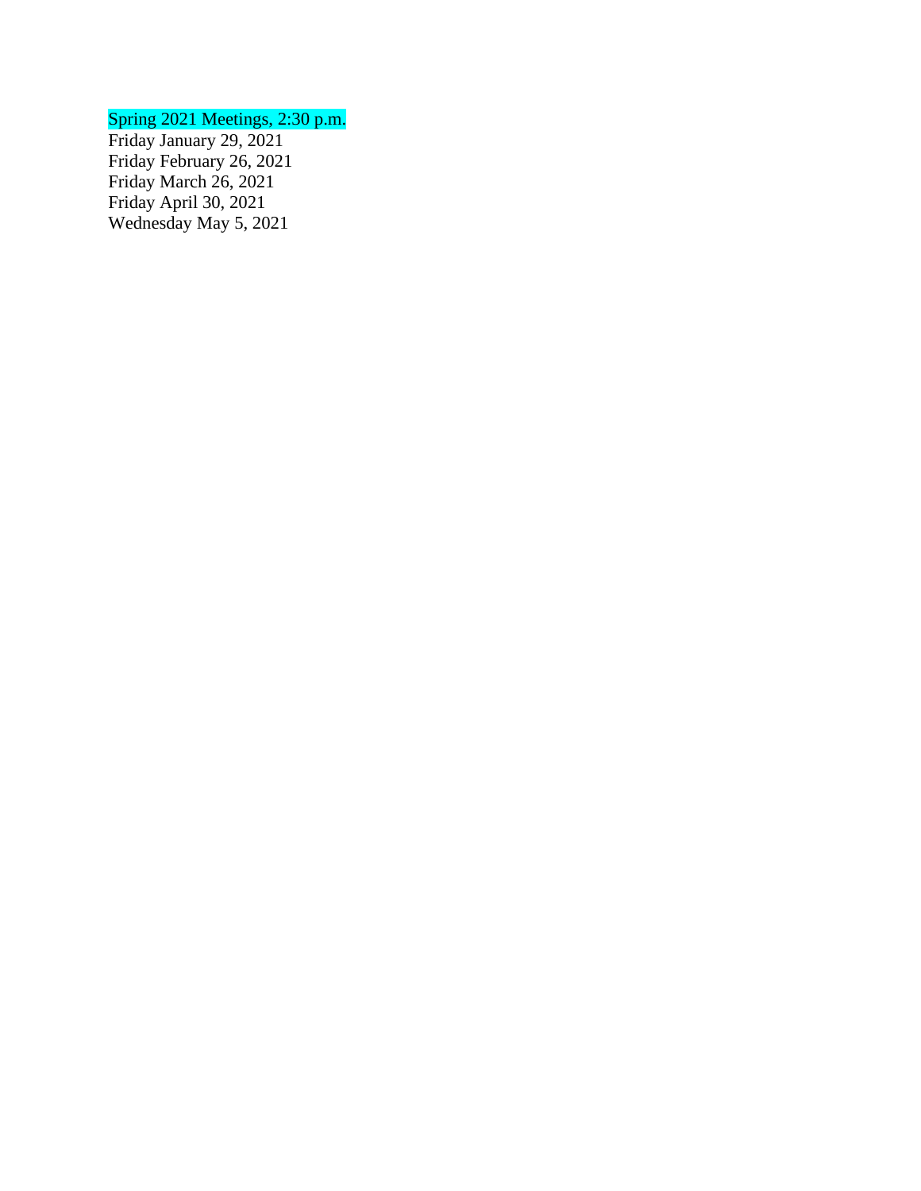Spring 2021 Meetings, 2:30 p.m.
Friday January 29, 2021
Friday February 26, 2021
Friday March 26, 2021
Friday April 30, 2021
Wednesday May 5, 2021